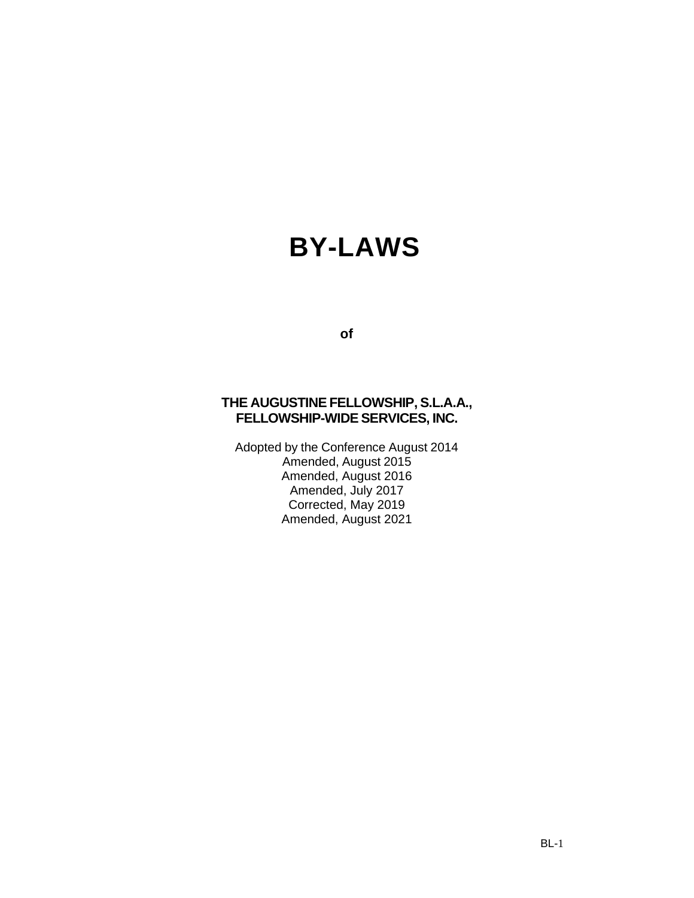# BY-LAWS

**of**

**THE AUGUSTINE FELLOWSHIP, S.L.A.A., FELLOWSHIP-WIDE SERVICES, INC.**

Adopted by the Conference August 2014
Amended, August 2015
Amended, August 2016
Amended, July 2017
Corrected, May 2019
Amended, August 2021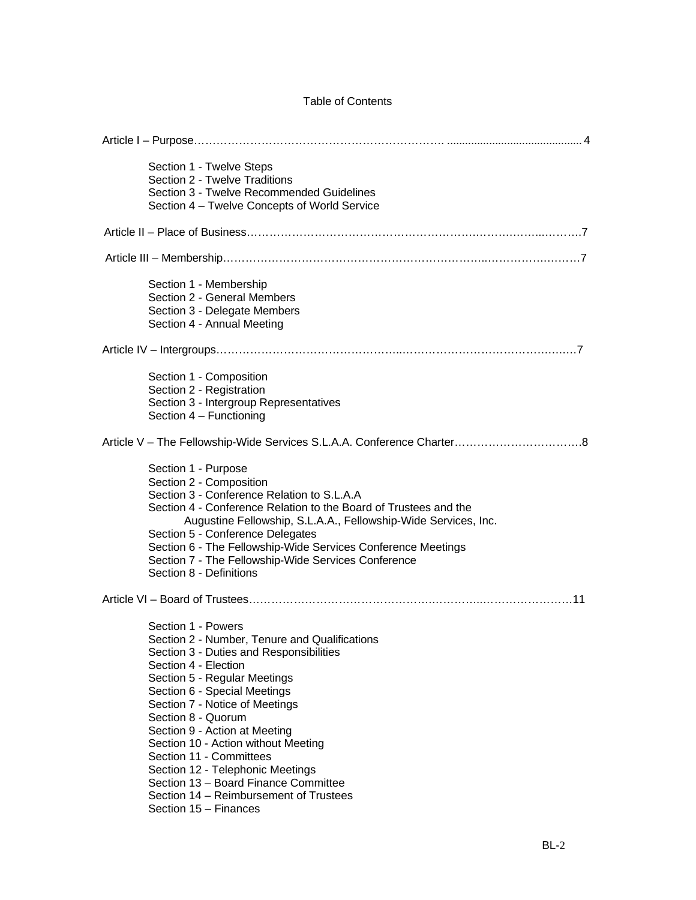# Table of Contents

Article I – Purpose……………………………………………………………. ............................................ 4

- Section 1 - Twelve Steps
- Section 2 - Twelve Traditions
- Section 3 - Twelve Recommended Guidelines
- Section 4 – Twelve Concepts of World Service

Article II – Place of Business…………………………………………………….…………...………7

Article III – Membership……………………………………………………………..…………….……7

- Section 1 - Membership
- Section 2 - General Members
- Section 3 - Delegate Members
- Section 4 - Annual Meeting

Article IV – Intergroups………………………………………...……………………………….……7

- Section 1 - Composition
- Section 2 - Registration
- Section 3 - Intergroup Representatives
- Section 4 – Functioning

Article V – The Fellowship-Wide Services S.L.A.A. Conference Charter…….……………………….8

- Section 1 - Purpose
- Section 2 - Composition
- Section 3 - Conference Relation to S.L.A.A
- Section 4 - Conference Relation to the Board of Trustees and the Augustine Fellowship, S.L.A.A., Fellowship-Wide Services, Inc.
- Section 5 - Conference Delegates
- Section 6 - The Fellowship-Wide Services Conference Meetings
- Section 7 - The Fellowship-Wide Services Conference
- Section 8 - Definitions

Article VI – Board of Trustees……………………………………….………...……………………11

- Section 1 - Powers
- Section 2 - Number, Tenure and Qualifications
- Section 3 - Duties and Responsibilities
- Section 4 - Election
- Section 5 - Regular Meetings
- Section 6 - Special Meetings
- Section 7 - Notice of Meetings
- Section 8 - Quorum
- Section 9 - Action at Meeting
- Section 10 - Action without Meeting
- Section 11 - Committees
- Section 12 - Telephonic Meetings
- Section 13 – Board Finance Committee
- Section 14 – Reimbursement of Trustees
- Section 15 – Finances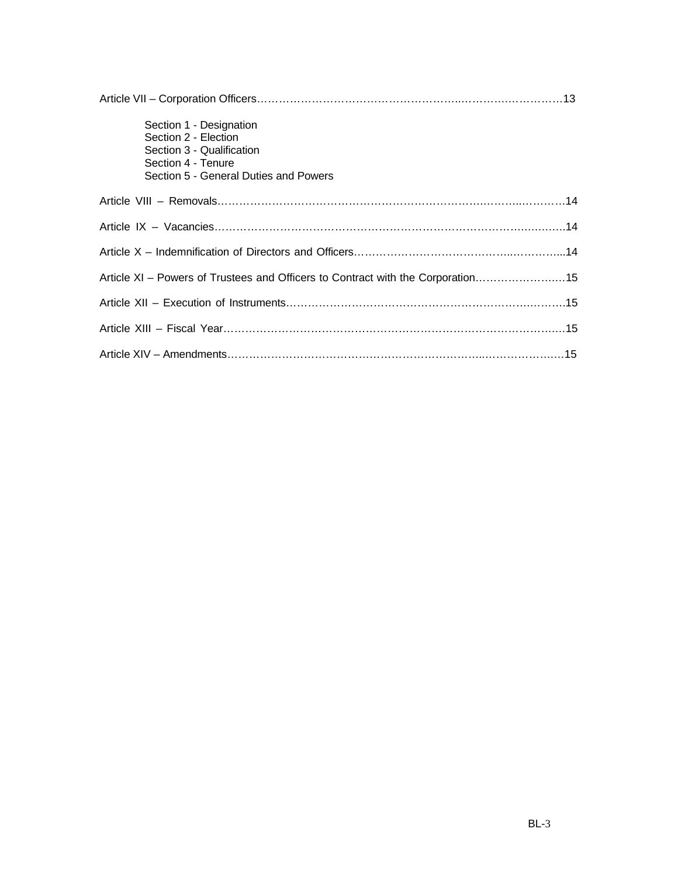Article VII – Corporation Officers……………………………………………………..………..………………13

- Section 1 - Designation
- Section 2 - Election
- Section 3 - Qualification
- Section 4 - Tenure
- Section 5 - General Duties and Powers

Article VIII – Removals………………………………………………………………….……...…………14

Article IX – Vacancies………………………………………………………………………….…….……14

Article X – Indemnification of Directors and Officers……………………………………...…………...14

Article XI – Powers of Trustees and Officers to Contract with the Corporation…………………..…15

Article XII – Execution of Instruments…………………………………………………………..………15

Article XIII – Fiscal Year……………………………………………………………………………….…15

Article XIV – Amendments……………………………………………………………...……………..…15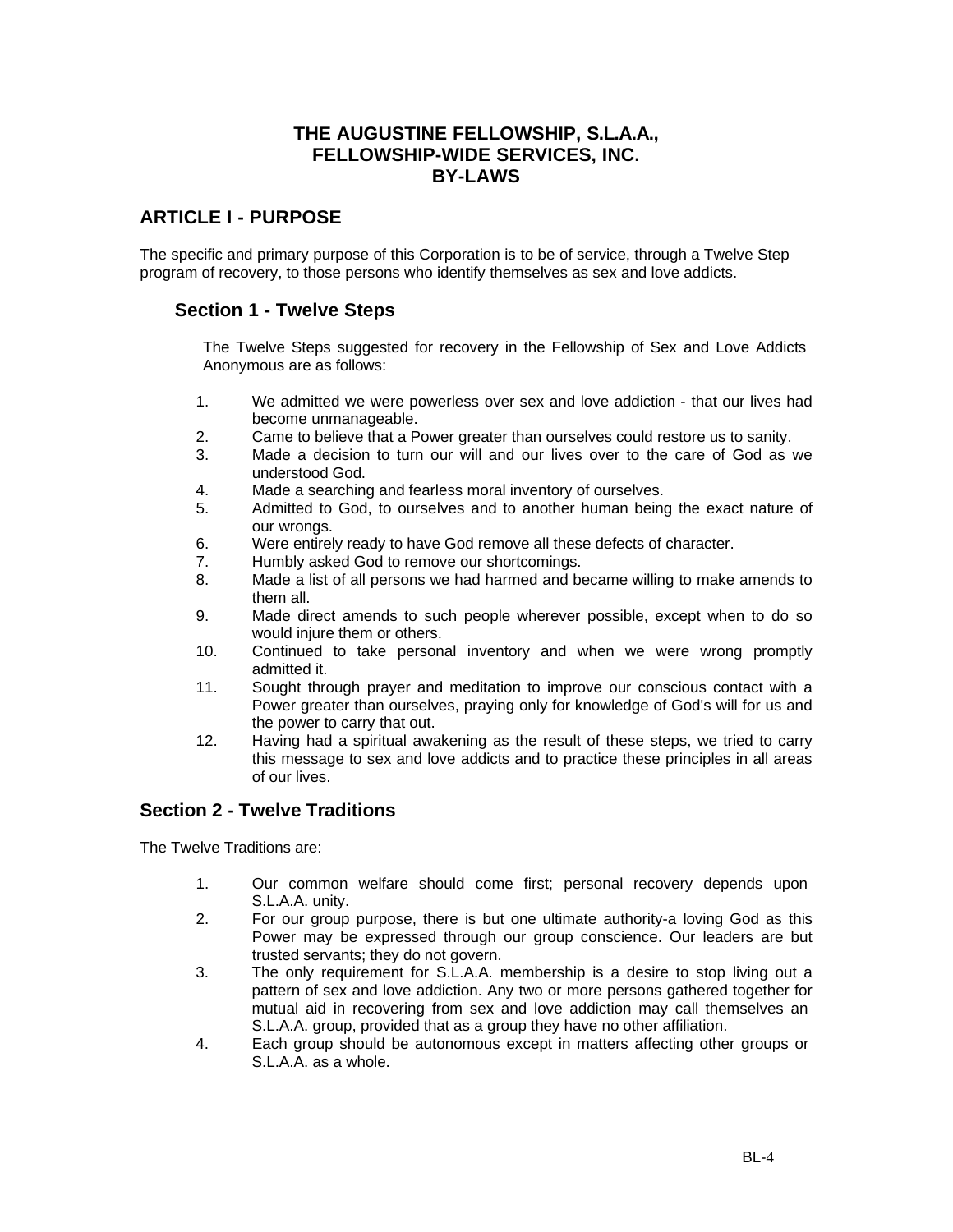# THE AUGUSTINE FELLOWSHIP, S.L.A.A., FELLOWSHIP-WIDE SERVICES, INC. BY-LAWS

## ARTICLE I - PURPOSE

The specific and primary purpose of this Corporation is to be of service, through a Twelve Step program of recovery, to those persons who identify themselves as sex and love addicts.

### Section 1 - Twelve Steps

The Twelve Steps suggested for recovery in the Fellowship of Sex and Love Addicts Anonymous are as follows:

1. We admitted we were powerless over sex and love addiction - that our lives had become unmanageable.
2. Came to believe that a Power greater than ourselves could restore us to sanity.
3. Made a decision to turn our will and our lives over to the care of God as we understood God.
4. Made a searching and fearless moral inventory of ourselves.
5. Admitted to God, to ourselves and to another human being the exact nature of our wrongs.
6. Were entirely ready to have God remove all these defects of character.
7. Humbly asked God to remove our shortcomings.
8. Made a list of all persons we had harmed and became willing to make amends to them all.
9. Made direct amends to such people wherever possible, except when to do so would injure them or others.
10. Continued to take personal inventory and when we were wrong promptly admitted it.
11. Sought through prayer and meditation to improve our conscious contact with a Power greater than ourselves, praying only for knowledge of God's will for us and the power to carry that out.
12. Having had a spiritual awakening as the result of these steps, we tried to carry this message to sex and love addicts and to practice these principles in all areas of our lives.

### Section 2 - Twelve Traditions

The Twelve Traditions are:

1. Our common welfare should come first; personal recovery depends upon S.L.A.A. unity.
2. For our group purpose, there is but one ultimate authority-a loving God as this Power may be expressed through our group conscience. Our leaders are but trusted servants; they do not govern.
3. The only requirement for S.L.A.A. membership is a desire to stop living out a pattern of sex and love addiction. Any two or more persons gathered together for mutual aid in recovering from sex and love addiction may call themselves an S.L.A.A. group, provided that as a group they have no other affiliation.
4. Each group should be autonomous except in matters affecting other groups or S.L.A.A. as a whole.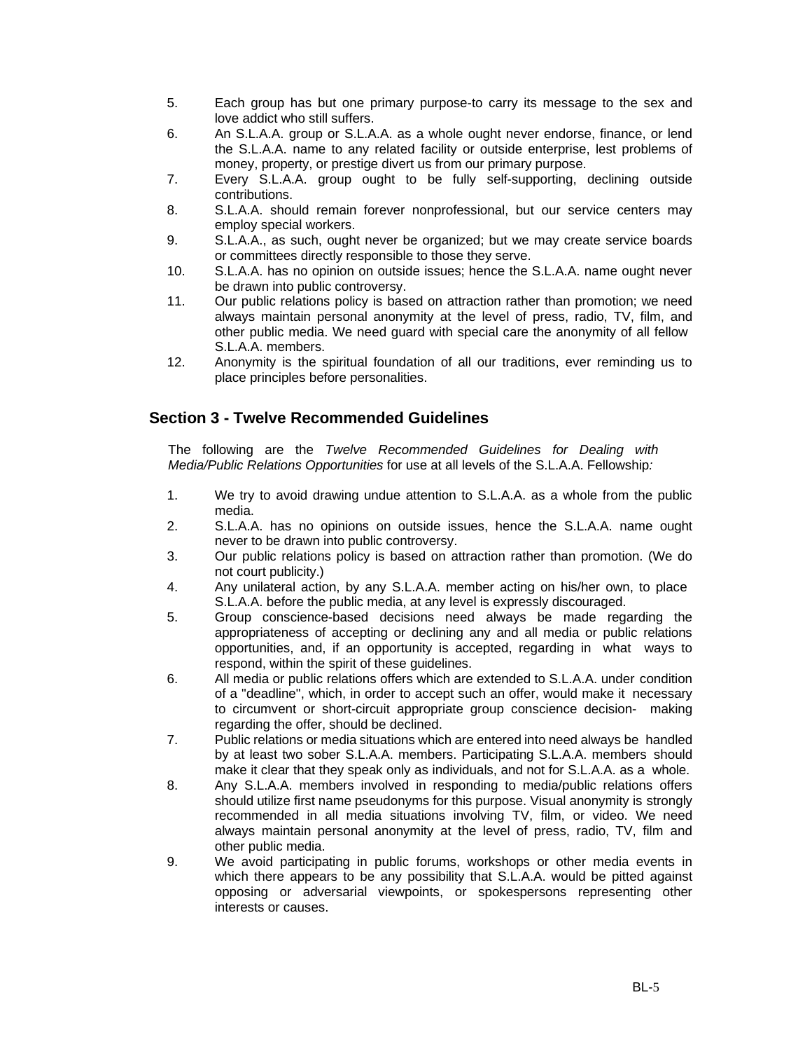5. Each group has but one primary purpose-to carry its message to the sex and love addict who still suffers.
6. An S.L.A.A. group or S.L.A.A. as a whole ought never endorse, finance, or lend the S.L.A.A. name to any related facility or outside enterprise, lest problems of money, property, or prestige divert us from our primary purpose.
7. Every S.L.A.A. group ought to be fully self-supporting, declining outside contributions.
8. S.L.A.A. should remain forever nonprofessional, but our service centers may employ special workers.
9. S.L.A.A., as such, ought never be organized; but we may create service boards or committees directly responsible to those they serve.
10. S.L.A.A. has no opinion on outside issues; hence the S.L.A.A. name ought never be drawn into public controversy.
11. Our public relations policy is based on attraction rather than promotion; we need always maintain personal anonymity at the level of press, radio, TV, film, and other public media. We need guard with special care the anonymity of all fellow S.L.A.A. members.
12. Anonymity is the spiritual foundation of all our traditions, ever reminding us to place principles before personalities.

## Section 3 - Twelve Recommended Guidelines

The following are the *Twelve Recommended Guidelines for Dealing with Media/Public Relations Opportunities* for use at all levels of the S.L.A.A. Fellowship*:*

1. We try to avoid drawing undue attention to S.L.A.A. as a whole from the public media.
2. S.L.A.A. has no opinions on outside issues, hence the S.L.A.A. name ought never to be drawn into public controversy.
3. Our public relations policy is based on attraction rather than promotion. (We do not court publicity.)
4. Any unilateral action, by any S.L.A.A. member acting on his/her own, to place S.L.A.A. before the public media, at any level is expressly discouraged.
5. Group conscience-based decisions need always be made regarding the appropriateness of accepting or declining any and all media or public relations opportunities, and, if an opportunity is accepted, regarding in what ways to respond, within the spirit of these guidelines.
6. All media or public relations offers which are extended to S.L.A.A. under condition of a "deadline", which, in order to accept such an offer, would make it necessary to circumvent or short-circuit appropriate group conscience decision- making regarding the offer, should be declined.
7. Public relations or media situations which are entered into need always be handled by at least two sober S.L.A.A. members. Participating S.L.A.A. members should make it clear that they speak only as individuals, and not for S.L.A.A. as a whole.
8. Any S.L.A.A. members involved in responding to media/public relations offers should utilize first name pseudonyms for this purpose. Visual anonymity is strongly recommended in all media situations involving TV, film, or video. We need always maintain personal anonymity at the level of press, radio, TV, film and other public media.
9. We avoid participating in public forums, workshops or other media events in which there appears to be any possibility that S.L.A.A. would be pitted against opposing or adversarial viewpoints, or spokespersons representing other interests or causes.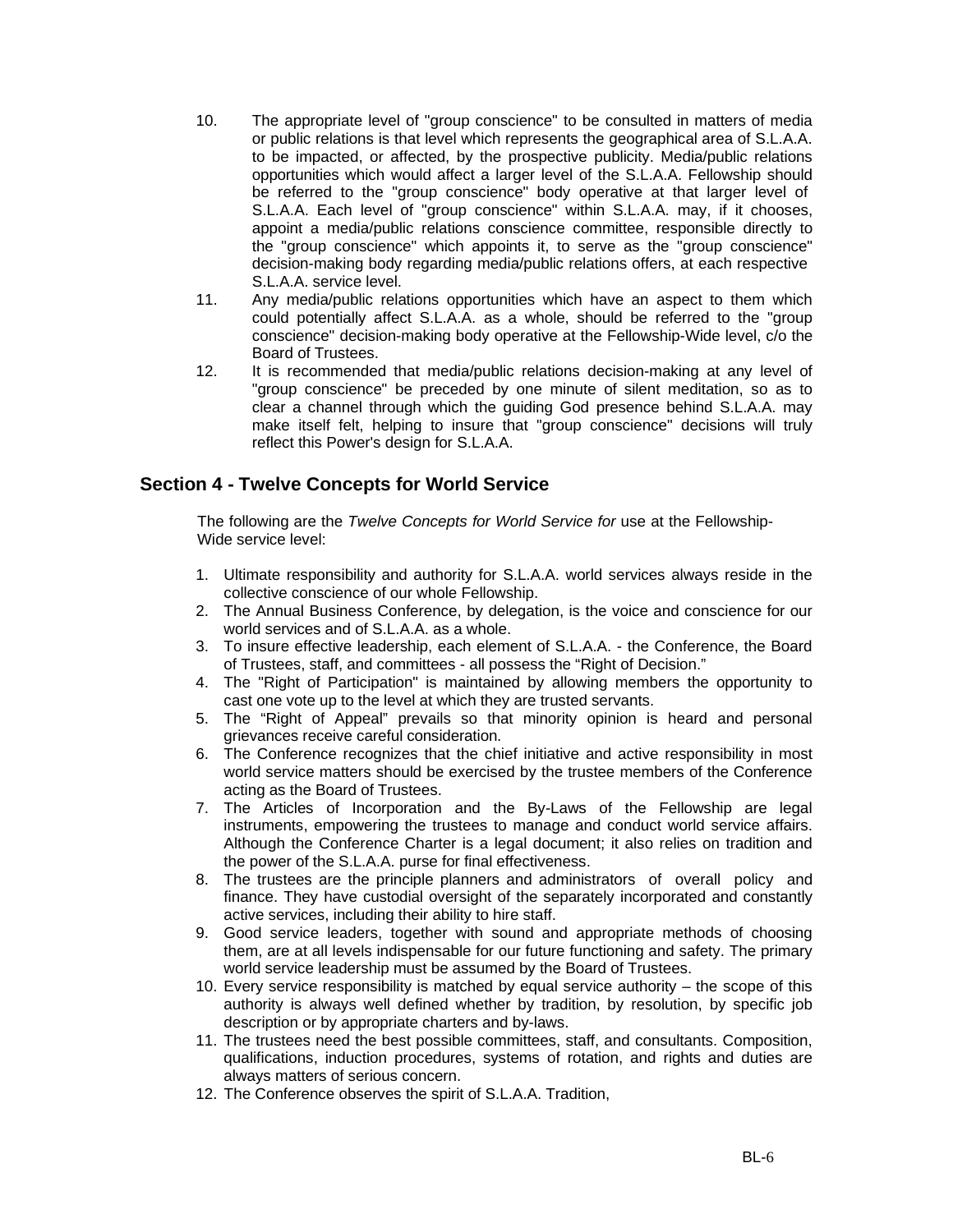10. The appropriate level of "group conscience" to be consulted in matters of media or public relations is that level which represents the geographical area of S.L.A.A. to be impacted, or affected, by the prospective publicity. Media/public relations opportunities which would affect a larger level of the S.L.A.A. Fellowship should be referred to the "group conscience" body operative at that larger level of S.L.A.A. Each level of "group conscience" within S.L.A.A. may, if it chooses, appoint a media/public relations conscience committee, responsible directly to the "group conscience" which appoints it, to serve as the "group conscience" decision-making body regarding media/public relations offers, at each respective S.L.A.A. service level.
11. Any media/public relations opportunities which have an aspect to them which could potentially affect S.L.A.A. as a whole, should be referred to the "group conscience" decision-making body operative at the Fellowship-Wide level, c/o the Board of Trustees.
12. It is recommended that media/public relations decision-making at any level of "group conscience" be preceded by one minute of silent meditation, so as to clear a channel through which the guiding God presence behind S.L.A.A. may make itself felt, helping to insure that "group conscience" decisions will truly reflect this Power's design for S.L.A.A.

## Section 4 - Twelve Concepts for World Service

The following are the *Twelve Concepts for World Service for* use at the Fellowship-Wide service level:

1. Ultimate responsibility and authority for S.L.A.A. world services always reside in the collective conscience of our whole Fellowship.
2. The Annual Business Conference, by delegation, is the voice and conscience for our world services and of S.L.A.A. as a whole.
3. To insure effective leadership, each element of S.L.A.A. - the Conference, the Board of Trustees, staff, and committees - all possess the "Right of Decision."
4. The "Right of Participation" is maintained by allowing members the opportunity to cast one vote up to the level at which they are trusted servants.
5. The "Right of Appeal" prevails so that minority opinion is heard and personal grievances receive careful consideration.
6. The Conference recognizes that the chief initiative and active responsibility in most world service matters should be exercised by the trustee members of the Conference acting as the Board of Trustees.
7. The Articles of Incorporation and the By-Laws of the Fellowship are legal instruments, empowering the trustees to manage and conduct world service affairs. Although the Conference Charter is a legal document; it also relies on tradition and the power of the S.L.A.A. purse for final effectiveness.
8. The trustees are the principle planners and administrators of overall policy and finance. They have custodial oversight of the separately incorporated and constantly active services, including their ability to hire staff.
9. Good service leaders, together with sound and appropriate methods of choosing them, are at all levels indispensable for our future functioning and safety. The primary world service leadership must be assumed by the Board of Trustees.
10. Every service responsibility is matched by equal service authority – the scope of this authority is always well defined whether by tradition, by resolution, by specific job description or by appropriate charters and by-laws.
11. The trustees need the best possible committees, staff, and consultants. Composition, qualifications, induction procedures, systems of rotation, and rights and duties are always matters of serious concern.
12. The Conference observes the spirit of S.L.A.A. Tradition,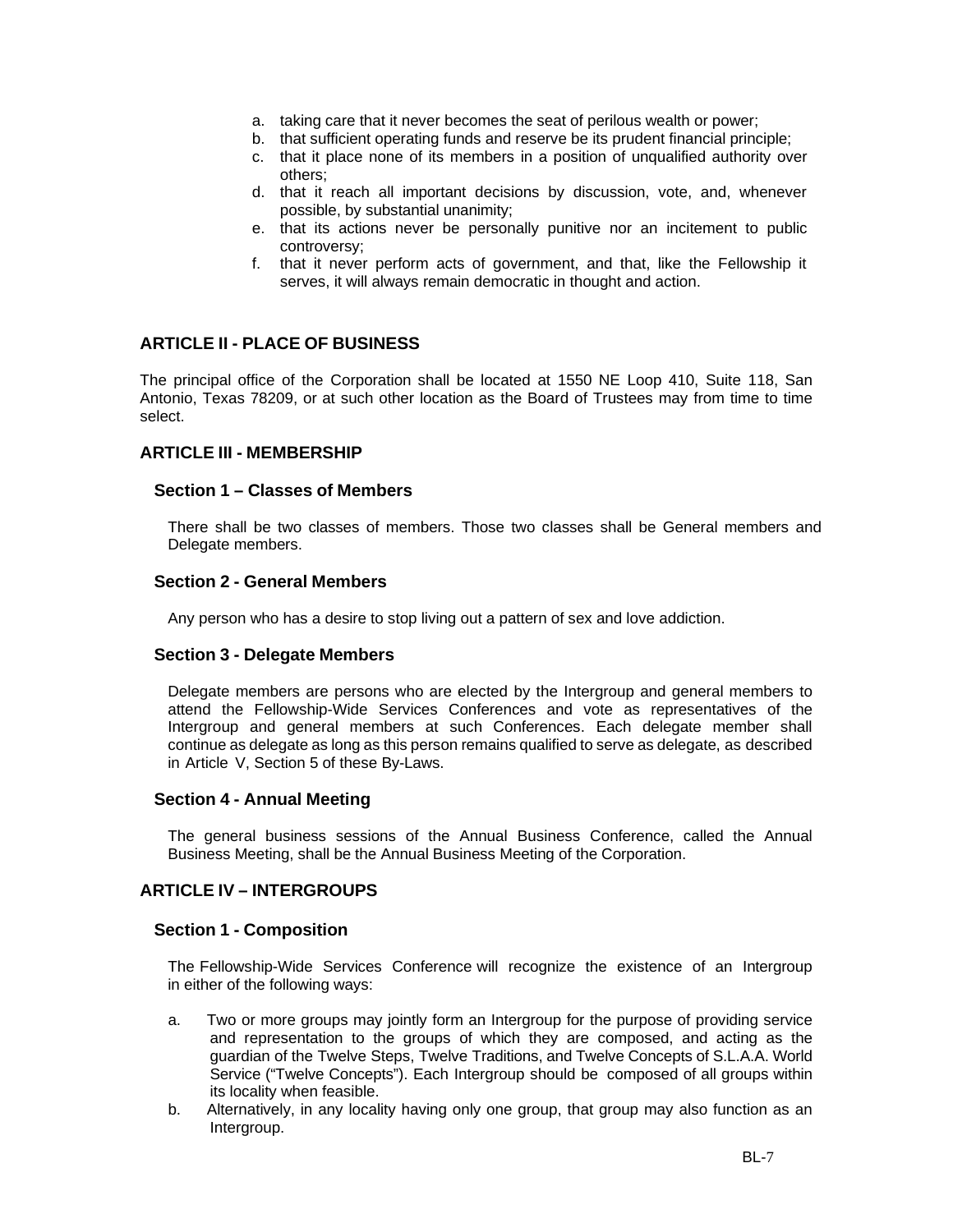a. taking care that it never becomes the seat of perilous wealth or power;
b. that sufficient operating funds and reserve be its prudent financial principle;
c. that it place none of its members in a position of unqualified authority over others;
d. that it reach all important decisions by discussion, vote, and, whenever possible, by substantial unanimity;
e. that its actions never be personally punitive nor an incitement to public controversy;
f. that it never perform acts of government, and that, like the Fellowship it serves, it will always remain democratic in thought and action.

## ARTICLE II - PLACE OF BUSINESS

The principal office of the Corporation shall be located at 1550 NE Loop 410, Suite 118, San Antonio, Texas 78209, or at such other location as the Board of Trustees may from time to time select.

## ARTICLE III - MEMBERSHIP

### Section 1 – Classes of Members

There shall be two classes of members. Those two classes shall be General members and Delegate members.

### Section 2 - General Members

Any person who has a desire to stop living out a pattern of sex and love addiction.

### Section 3 - Delegate Members

Delegate members are persons who are elected by the Intergroup and general members to attend the Fellowship-Wide Services Conferences and vote as representatives of the Intergroup and general members at such Conferences. Each delegate member shall continue as delegate as long as this person remains qualified to serve as delegate, as described in Article V, Section 5 of these By-Laws.

### Section 4 - Annual Meeting

The general business sessions of the Annual Business Conference, called the Annual Business Meeting, shall be the Annual Business Meeting of the Corporation.

## ARTICLE IV – INTERGROUPS

### Section 1 - Composition

The Fellowship-Wide Services Conference will recognize the existence of an Intergroup in either of the following ways:

a. Two or more groups may jointly form an Intergroup for the purpose of providing service and representation to the groups of which they are composed, and acting as the guardian of the Twelve Steps, Twelve Traditions, and Twelve Concepts of S.L.A.A. World Service ("Twelve Concepts"). Each Intergroup should be composed of all groups within its locality when feasible.
b. Alternatively, in any locality having only one group, that group may also function as an Intergroup.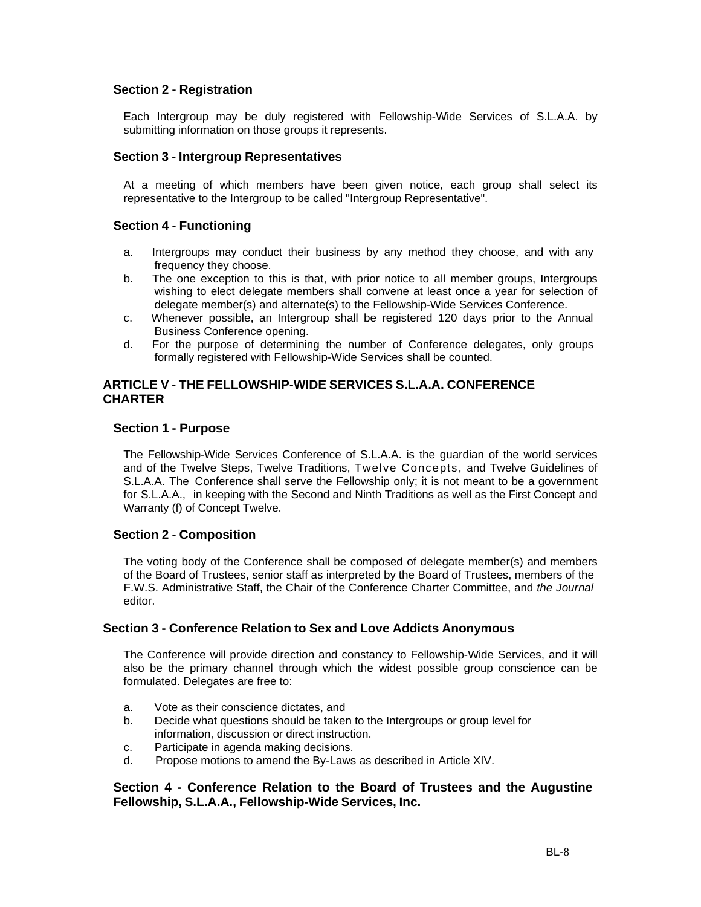### Section 2 - Registration

Each Intergroup may be duly registered with Fellowship-Wide Services of S.L.A.A. by submitting information on those groups it represents.

### Section 3 - Intergroup Representatives

At a meeting of which members have been given notice, each group shall select its representative to the Intergroup to be called "Intergroup Representative".

### Section 4 - Functioning

a. Intergroups may conduct their business by any method they choose, and with any frequency they choose.
b. The one exception to this is that, with prior notice to all member groups, Intergroups wishing to elect delegate members shall convene at least once a year for selection of delegate member(s) and alternate(s) to the Fellowship-Wide Services Conference.
c. Whenever possible, an Intergroup shall be registered 120 days prior to the Annual Business Conference opening.
d. For the purpose of determining the number of Conference delegates, only groups formally registered with Fellowship-Wide Services shall be counted.

## ARTICLE V - THE FELLOWSHIP-WIDE SERVICES S.L.A.A. CONFERENCE CHARTER

### Section 1 - Purpose

The Fellowship-Wide Services Conference of S.L.A.A. is the guardian of the world services and of the Twelve Steps, Twelve Traditions, Twelve Concepts, and Twelve Guidelines of S.L.A.A. The Conference shall serve the Fellowship only; it is not meant to be a government for S.L.A.A., in keeping with the Second and Ninth Traditions as well as the First Concept and Warranty (f) of Concept Twelve.

### Section 2 - Composition

The voting body of the Conference shall be composed of delegate member(s) and members of the Board of Trustees, senior staff as interpreted by the Board of Trustees, members of the F.W.S. Administrative Staff, the Chair of the Conference Charter Committee, and *the Journal* editor.

### Section 3 - Conference Relation to Sex and Love Addicts Anonymous

The Conference will provide direction and constancy to Fellowship-Wide Services, and it will also be the primary channel through which the widest possible group conscience can be formulated. Delegates are free to:

a. Vote as their conscience dictates, and
b. Decide what questions should be taken to the Intergroups or group level for information, discussion or direct instruction.
c. Participate in agenda making decisions.
d. Propose motions to amend the By-Laws as described in Article XIV.

### Section 4 - Conference Relation to the Board of Trustees and the Augustine Fellowship, S.L.A.A., Fellowship-Wide Services, Inc.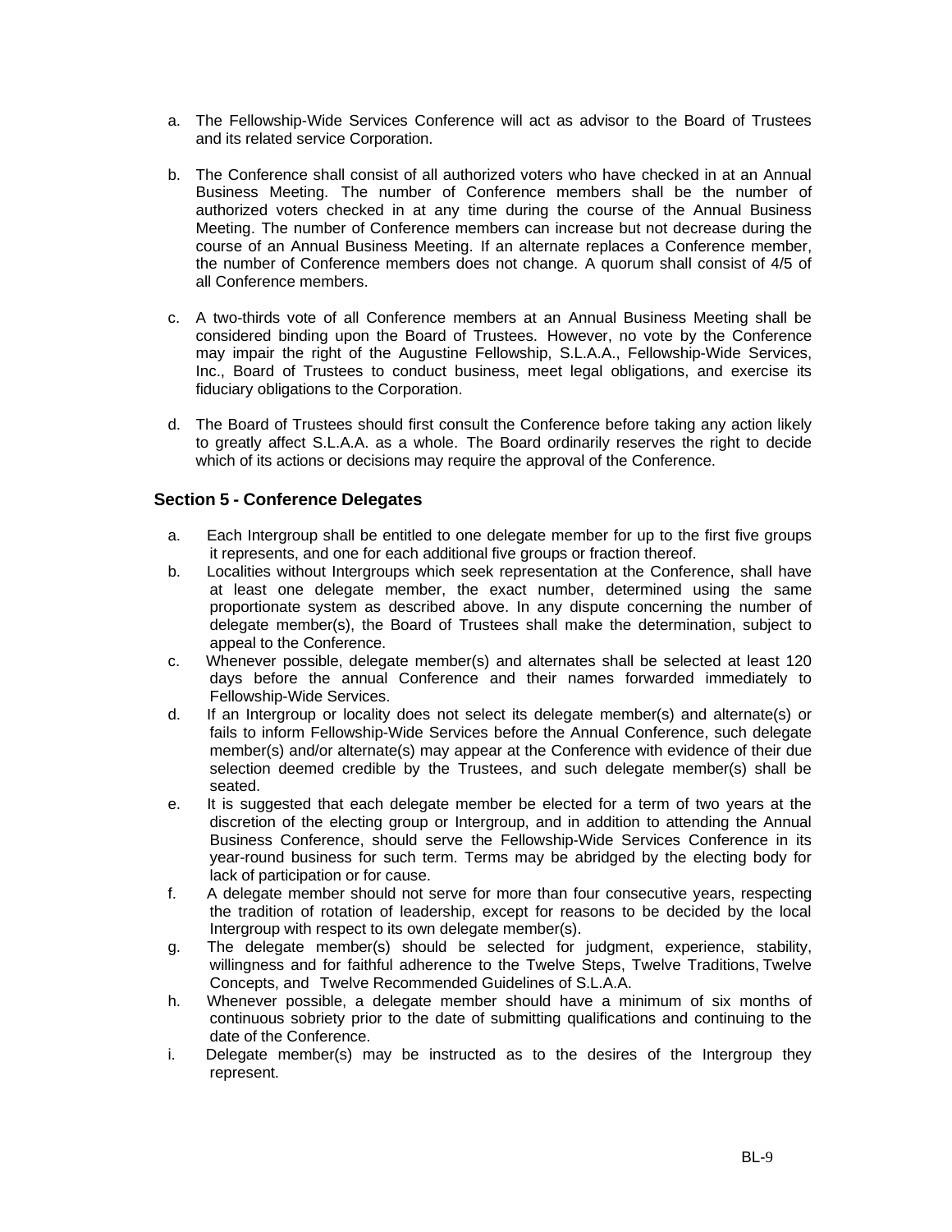a. The Fellowship-Wide Services Conference will act as advisor to the Board of Trustees and its related service Corporation.

b. The Conference shall consist of all authorized voters who have checked in at an Annual Business Meeting. The number of Conference members shall be the number of authorized voters checked in at any time during the course of the Annual Business Meeting. The number of Conference members can increase but not decrease during the course of an Annual Business Meeting. If an alternate replaces a Conference member, the number of Conference members does not change. A quorum shall consist of 4/5 of all Conference members.

c. A two-thirds vote of all Conference members at an Annual Business Meeting shall be considered binding upon the Board of Trustees. However, no vote by the Conference may impair the right of the Augustine Fellowship, S.L.A.A., Fellowship-Wide Services, Inc., Board of Trustees to conduct business, meet legal obligations, and exercise its fiduciary obligations to the Corporation.

d. The Board of Trustees should first consult the Conference before taking any action likely to greatly affect S.L.A.A. as a whole. The Board ordinarily reserves the right to decide which of its actions or decisions may require the approval of the Conference.

### Section 5 - Conference Delegates

a. Each Intergroup shall be entitled to one delegate member for up to the first five groups it represents, and one for each additional five groups or fraction thereof.

b. Localities without Intergroups which seek representation at the Conference, shall have at least one delegate member, the exact number, determined using the same proportionate system as described above. In any dispute concerning the number of delegate member(s), the Board of Trustees shall make the determination, subject to appeal to the Conference.

c. Whenever possible, delegate member(s) and alternates shall be selected at least 120 days before the annual Conference and their names forwarded immediately to Fellowship-Wide Services.

d. If an Intergroup or locality does not select its delegate member(s) and alternate(s) or fails to inform Fellowship-Wide Services before the Annual Conference, such delegate member(s) and/or alternate(s) may appear at the Conference with evidence of their due selection deemed credible by the Trustees, and such delegate member(s) shall be seated.

e. It is suggested that each delegate member be elected for a term of two years at the discretion of the electing group or Intergroup, and in addition to attending the Annual Business Conference, should serve the Fellowship-Wide Services Conference in its year-round business for such term. Terms may be abridged by the electing body for lack of participation or for cause.

f. A delegate member should not serve for more than four consecutive years, respecting the tradition of rotation of leadership, except for reasons to be decided by the local Intergroup with respect to its own delegate member(s).

g. The delegate member(s) should be selected for judgment, experience, stability, willingness and for faithful adherence to the Twelve Steps, Twelve Traditions, Twelve Concepts, and Twelve Recommended Guidelines of S.L.A.A.

h. Whenever possible, a delegate member should have a minimum of six months of continuous sobriety prior to the date of submitting qualifications and continuing to the date of the Conference.

i. Delegate member(s) may be instructed as to the desires of the Intergroup they represent.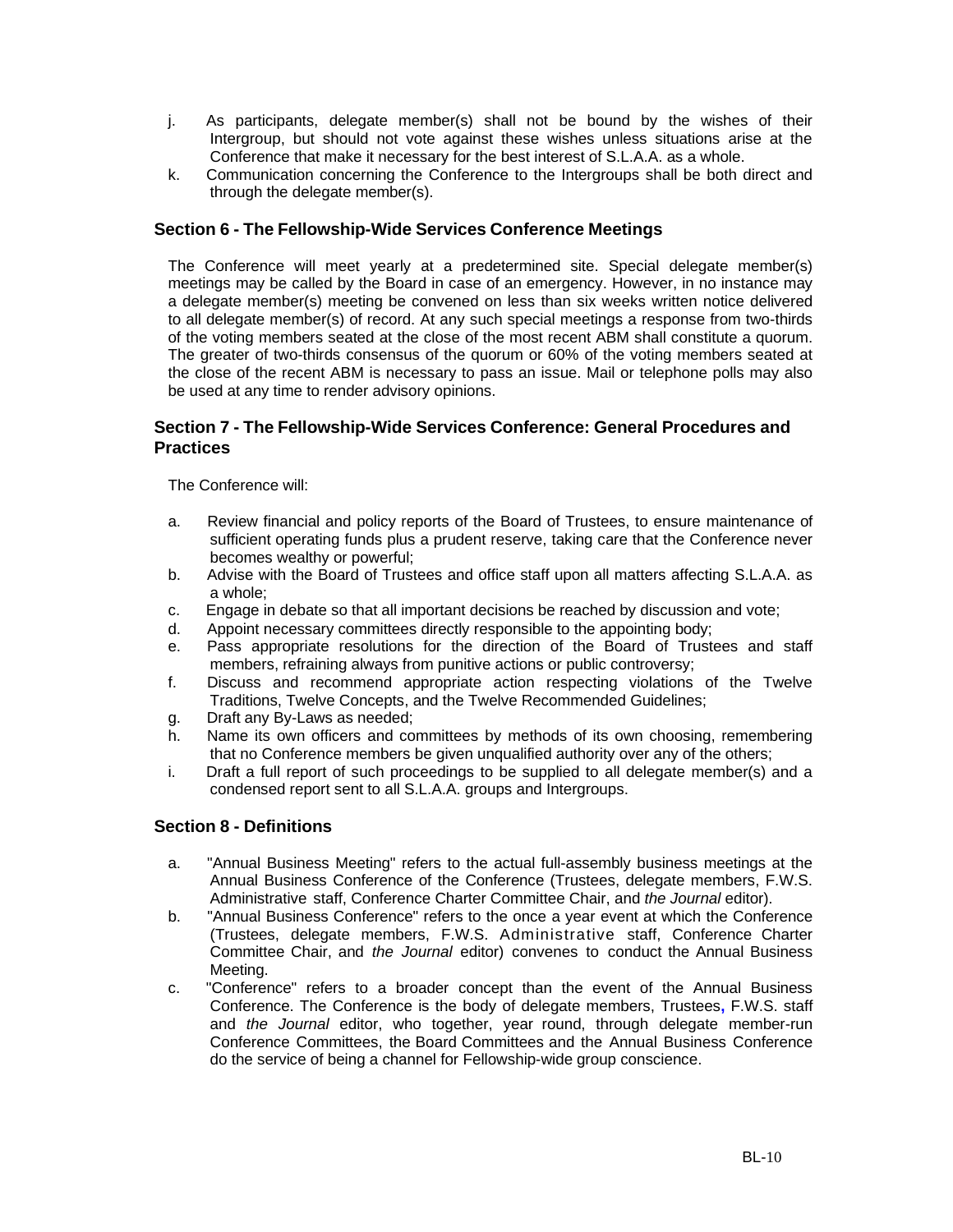j. As participants, delegate member(s) shall not be bound by the wishes of their Intergroup, but should not vote against these wishes unless situations arise at the Conference that make it necessary for the best interest of S.L.A.A. as a whole.
k. Communication concerning the Conference to the Intergroups shall be both direct and through the delegate member(s).

### Section 6 - The Fellowship-Wide Services Conference Meetings

The Conference will meet yearly at a predetermined site. Special delegate member(s) meetings may be called by the Board in case of an emergency. However, in no instance may a delegate member(s) meeting be convened on less than six weeks written notice delivered to all delegate member(s) of record. At any such special meetings a response from two-thirds of the voting members seated at the close of the most recent ABM shall constitute a quorum. The greater of two-thirds consensus of the quorum or 60% of the voting members seated at the close of the recent ABM is necessary to pass an issue. Mail or telephone polls may also be used at any time to render advisory opinions.

### Section 7 - The Fellowship-Wide Services Conference: General Procedures and Practices

The Conference will:

a. Review financial and policy reports of the Board of Trustees, to ensure maintenance of sufficient operating funds plus a prudent reserve, taking care that the Conference never becomes wealthy or powerful;
b. Advise with the Board of Trustees and office staff upon all matters affecting S.L.A.A. as a whole;
c. Engage in debate so that all important decisions be reached by discussion and vote;
d. Appoint necessary committees directly responsible to the appointing body;
e. Pass appropriate resolutions for the direction of the Board of Trustees and staff members, refraining always from punitive actions or public controversy;
f. Discuss and recommend appropriate action respecting violations of the Twelve Traditions, Twelve Concepts, and the Twelve Recommended Guidelines;
g. Draft any By-Laws as needed;
h. Name its own officers and committees by methods of its own choosing, remembering that no Conference members be given unqualified authority over any of the others;
i. Draft a full report of such proceedings to be supplied to all delegate member(s) and a condensed report sent to all S.L.A.A. groups and Intergroups.

### Section 8 - Definitions

a. "Annual Business Meeting" refers to the actual full-assembly business meetings at the Annual Business Conference of the Conference (Trustees, delegate members, F.W.S. Administrative staff, Conference Charter Committee Chair, and *the Journal* editor).
b. "Annual Business Conference" refers to the once a year event at which the Conference (Trustees, delegate members, F.W.S. Administrative staff, Conference Charter Committee Chair, and *the Journal* editor) convenes to conduct the Annual Business Meeting.
c. "Conference" refers to a broader concept than the event of the Annual Business Conference. The Conference is the body of delegate members, Trustees, F.W.S. staff and *the Journal* editor, who together, year round, through delegate member-run Conference Committees, the Board Committees and the Annual Business Conference do the service of being a channel for Fellowship-wide group conscience.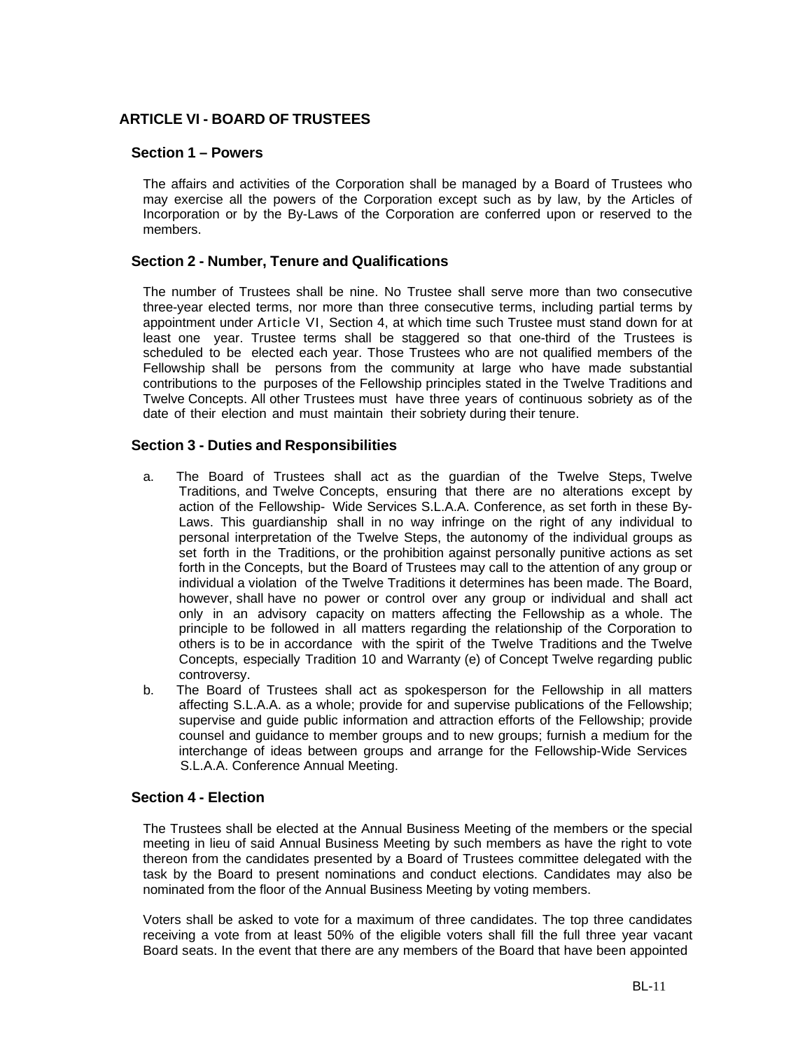## ARTICLE VI - BOARD OF TRUSTEES

### Section 1 – Powers

The affairs and activities of the Corporation shall be managed by a Board of Trustees who may exercise all the powers of the Corporation except such as by law, by the Articles of Incorporation or by the By-Laws of the Corporation are conferred upon or reserved to the members.

### Section 2 - Number, Tenure and Qualifications

The number of Trustees shall be nine. No Trustee shall serve more than two consecutive three-year elected terms, nor more than three consecutive terms, including partial terms by appointment under Article VI, Section 4, at which time such Trustee must stand down for at least one year. Trustee terms shall be staggered so that one-third of the Trustees is scheduled to be elected each year. Those Trustees who are not qualified members of the Fellowship shall be persons from the community at large who have made substantial contributions to the purposes of the Fellowship principles stated in the Twelve Traditions and Twelve Concepts. All other Trustees must have three years of continuous sobriety as of the date of their election and must maintain their sobriety during their tenure.

### Section 3 - Duties and Responsibilities

a. The Board of Trustees shall act as the guardian of the Twelve Steps, Twelve Traditions, and Twelve Concepts, ensuring that there are no alterations except by action of the Fellowship- Wide Services S.L.A.A. Conference, as set forth in these By-Laws. This guardianship shall in no way infringe on the right of any individual to personal interpretation of the Twelve Steps, the autonomy of the individual groups as set forth in the Traditions, or the prohibition against personally punitive actions as set forth in the Concepts, but the Board of Trustees may call to the attention of any group or individual a violation of the Twelve Traditions it determines has been made. The Board, however, shall have no power or control over any group or individual and shall act only in an advisory capacity on matters affecting the Fellowship as a whole. The principle to be followed in all matters regarding the relationship of the Corporation to others is to be in accordance with the spirit of the Twelve Traditions and the Twelve Concepts, especially Tradition 10 and Warranty (e) of Concept Twelve regarding public controversy.

b. The Board of Trustees shall act as spokesperson for the Fellowship in all matters affecting S.L.A.A. as a whole; provide for and supervise publications of the Fellowship; supervise and guide public information and attraction efforts of the Fellowship; provide counsel and guidance to member groups and to new groups; furnish a medium for the interchange of ideas between groups and arrange for the Fellowship-Wide Services S.L.A.A. Conference Annual Meeting.

### Section 4 - Election

The Trustees shall be elected at the Annual Business Meeting of the members or the special meeting in lieu of said Annual Business Meeting by such members as have the right to vote thereon from the candidates presented by a Board of Trustees committee delegated with the task by the Board to present nominations and conduct elections. Candidates may also be nominated from the floor of the Annual Business Meeting by voting members.

Voters shall be asked to vote for a maximum of three candidates. The top three candidates receiving a vote from at least 50% of the eligible voters shall fill the full three year vacant Board seats. In the event that there are any members of the Board that have been appointed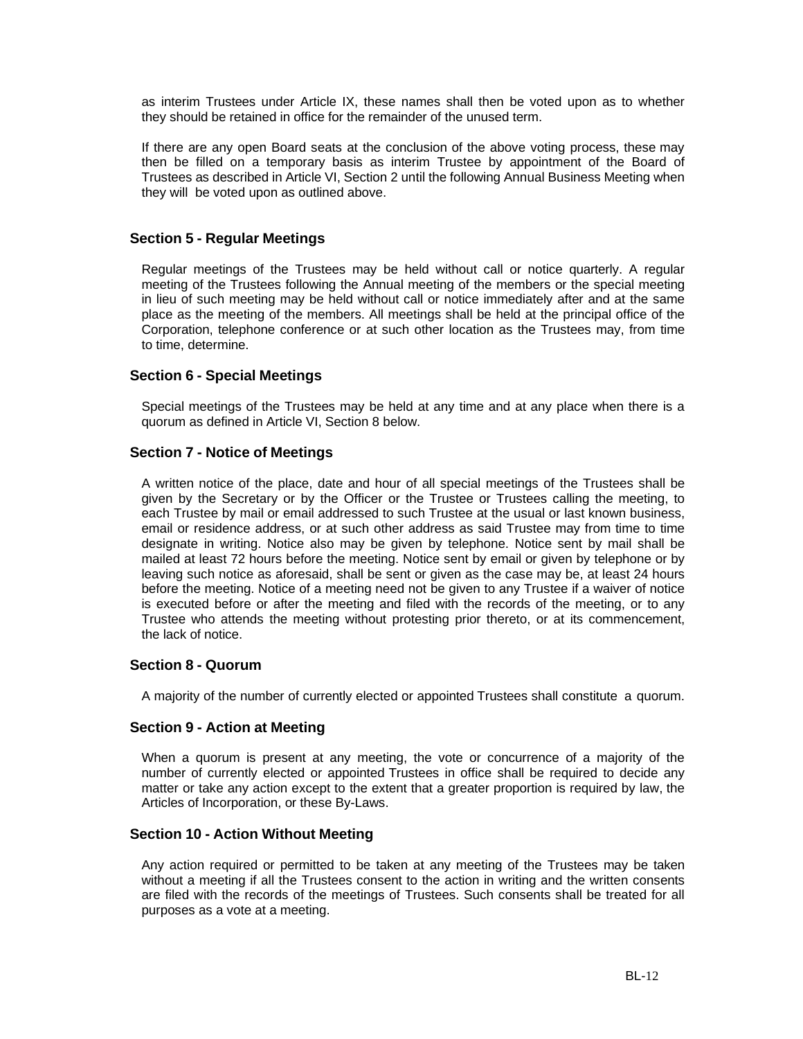as interim Trustees under Article IX, these names shall then be voted upon as to whether they should be retained in office for the remainder of the unused term.

If there are any open Board seats at the conclusion of the above voting process, these may then be filled on a temporary basis as interim Trustee by appointment of the Board of Trustees as described in Article VI, Section 2 until the following Annual Business Meeting when they will be voted upon as outlined above.

### Section 5 - Regular Meetings

Regular meetings of the Trustees may be held without call or notice quarterly. A regular meeting of the Trustees following the Annual meeting of the members or the special meeting in lieu of such meeting may be held without call or notice immediately after and at the same place as the meeting of the members. All meetings shall be held at the principal office of the Corporation, telephone conference or at such other location as the Trustees may, from time to time, determine.

### Section 6 - Special Meetings

Special meetings of the Trustees may be held at any time and at any place when there is a quorum as defined in Article VI, Section 8 below.

### Section 7 - Notice of Meetings

A written notice of the place, date and hour of all special meetings of the Trustees shall be given by the Secretary or by the Officer or the Trustee or Trustees calling the meeting, to each Trustee by mail or email addressed to such Trustee at the usual or last known business, email or residence address, or at such other address as said Trustee may from time to time designate in writing. Notice also may be given by telephone. Notice sent by mail shall be mailed at least 72 hours before the meeting. Notice sent by email or given by telephone or by leaving such notice as aforesaid, shall be sent or given as the case may be, at least 24 hours before the meeting. Notice of a meeting need not be given to any Trustee if a waiver of notice is executed before or after the meeting and filed with the records of the meeting, or to any Trustee who attends the meeting without protesting prior thereto, or at its commencement, the lack of notice.

### Section 8 - Quorum

A majority of the number of currently elected or appointed Trustees shall constitute a quorum.

### Section 9 - Action at Meeting

When a quorum is present at any meeting, the vote or concurrence of a majority of the number of currently elected or appointed Trustees in office shall be required to decide any matter or take any action except to the extent that a greater proportion is required by law, the Articles of Incorporation, or these By-Laws.

### Section 10 - Action Without Meeting

Any action required or permitted to be taken at any meeting of the Trustees may be taken without a meeting if all the Trustees consent to the action in writing and the written consents are filed with the records of the meetings of Trustees. Such consents shall be treated for all purposes as a vote at a meeting.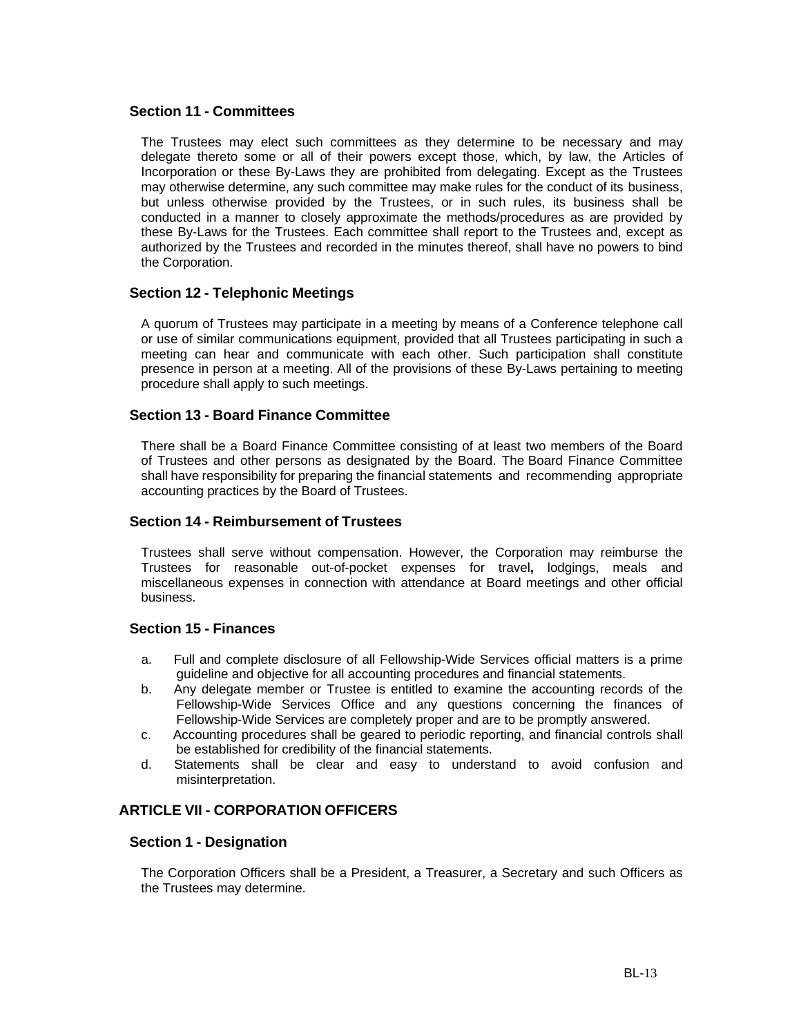### Section 11 - Committees

The Trustees may elect such committees as they determine to be necessary and may delegate thereto some or all of their powers except those, which, by law, the Articles of Incorporation or these By-Laws they are prohibited from delegating. Except as the Trustees may otherwise determine, any such committee may make rules for the conduct of its business, but unless otherwise provided by the Trustees, or in such rules, its business shall be conducted in a manner to closely approximate the methods/procedures as are provided by these By-Laws for the Trustees. Each committee shall report to the Trustees and, except as authorized by the Trustees and recorded in the minutes thereof, shall have no powers to bind the Corporation.

### Section 12 - Telephonic Meetings

A quorum of Trustees may participate in a meeting by means of a Conference telephone call or use of similar communications equipment, provided that all Trustees participating in such a meeting can hear and communicate with each other. Such participation shall constitute presence in person at a meeting. All of the provisions of these By-Laws pertaining to meeting procedure shall apply to such meetings.

### Section 13 - Board Finance Committee

There shall be a Board Finance Committee consisting of at least two members of the Board of Trustees and other persons as designated by the Board. The Board Finance Committee shall have responsibility for preparing the financial statements and recommending appropriate accounting practices by the Board of Trustees.

### Section 14 - Reimbursement of Trustees

Trustees shall serve without compensation. However, the Corporation may reimburse the Trustees for reasonable out-of-pocket expenses for travel**,** lodgings, meals and miscellaneous expenses in connection with attendance at Board meetings and other official business.

### Section 15 - Finances

a. Full and complete disclosure of all Fellowship-Wide Services official matters is a prime guideline and objective for all accounting procedures and financial statements.
b. Any delegate member or Trustee is entitled to examine the accounting records of the Fellowship-Wide Services Office and any questions concerning the finances of Fellowship-Wide Services are completely proper and are to be promptly answered.
c. Accounting procedures shall be geared to periodic reporting, and financial controls shall be established for credibility of the financial statements.
d. Statements shall be clear and easy to understand to avoid confusion and misinterpretation.

## ARTICLE VII - CORPORATION OFFICERS

### Section 1 - Designation

The Corporation Officers shall be a President, a Treasurer, a Secretary and such Officers as the Trustees may determine.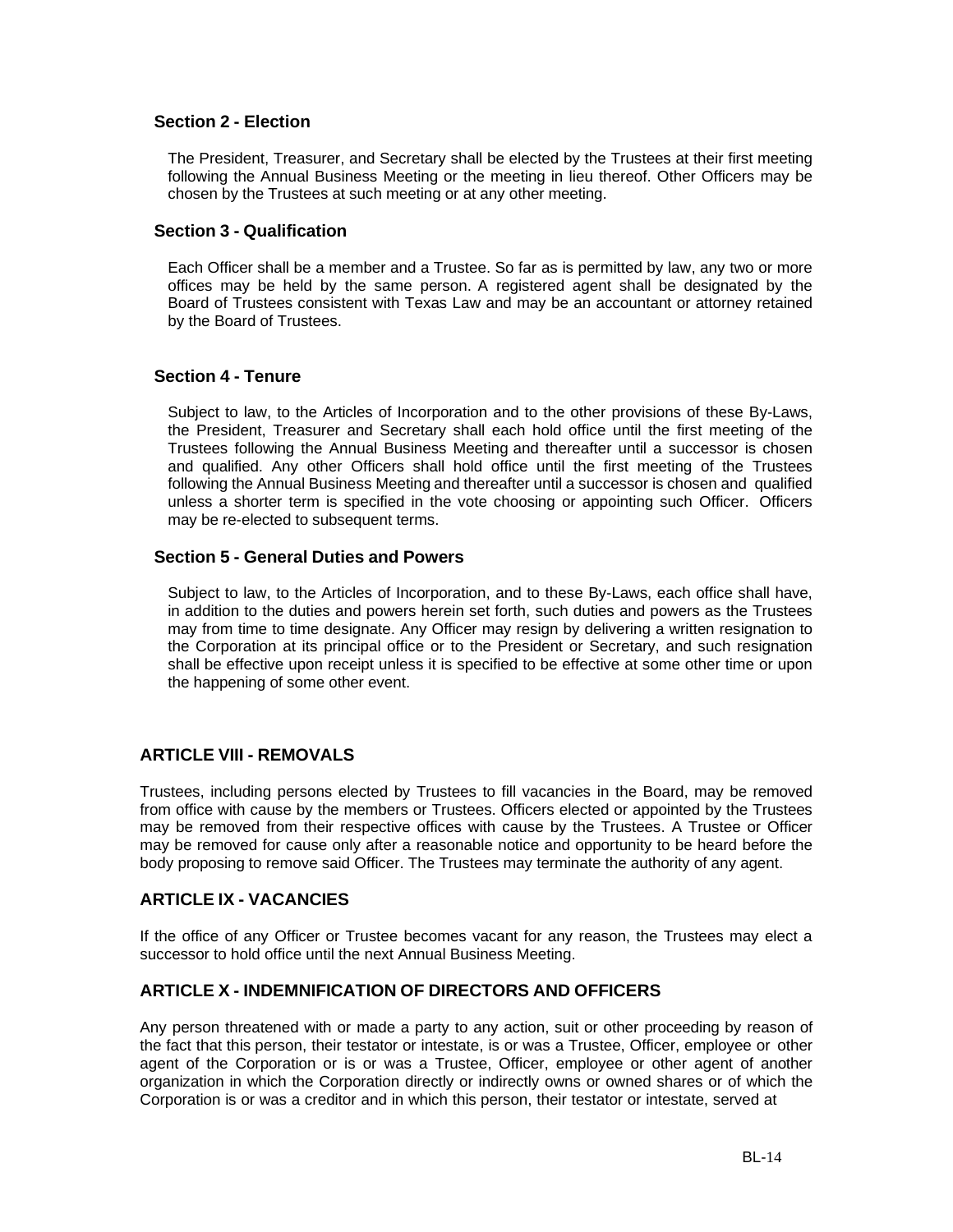### Section 2 - Election

The President, Treasurer, and Secretary shall be elected by the Trustees at their first meeting following the Annual Business Meeting or the meeting in lieu thereof. Other Officers may be chosen by the Trustees at such meeting or at any other meeting.

### Section 3 - Qualification

Each Officer shall be a member and a Trustee. So far as is permitted by law, any two or more offices may be held by the same person. A registered agent shall be designated by the Board of Trustees consistent with Texas Law and may be an accountant or attorney retained by the Board of Trustees.

### Section 4 - Tenure

Subject to law, to the Articles of Incorporation and to the other provisions of these By-Laws, the President, Treasurer and Secretary shall each hold office until the first meeting of the Trustees following the Annual Business Meeting and thereafter until a successor is chosen and qualified. Any other Officers shall hold office until the first meeting of the Trustees following the Annual Business Meeting and thereafter until a successor is chosen and qualified unless a shorter term is specified in the vote choosing or appointing such Officer. Officers may be re-elected to subsequent terms.

### Section 5 - General Duties and Powers

Subject to law, to the Articles of Incorporation, and to these By-Laws, each office shall have, in addition to the duties and powers herein set forth, such duties and powers as the Trustees may from time to time designate. Any Officer may resign by delivering a written resignation to the Corporation at its principal office or to the President or Secretary, and such resignation shall be effective upon receipt unless it is specified to be effective at some other time or upon the happening of some other event.

## ARTICLE VIII - REMOVALS

Trustees, including persons elected by Trustees to fill vacancies in the Board, may be removed from office with cause by the members or Trustees. Officers elected or appointed by the Trustees may be removed from their respective offices with cause by the Trustees. A Trustee or Officer may be removed for cause only after a reasonable notice and opportunity to be heard before the body proposing to remove said Officer. The Trustees may terminate the authority of any agent.

## ARTICLE IX - VACANCIES

If the office of any Officer or Trustee becomes vacant for any reason, the Trustees may elect a successor to hold office until the next Annual Business Meeting.

## ARTICLE X - INDEMNIFICATION OF DIRECTORS AND OFFICERS

Any person threatened with or made a party to any action, suit or other proceeding by reason of the fact that this person, their testator or intestate, is or was a Trustee, Officer, employee or other agent of the Corporation or is or was a Trustee, Officer, employee or other agent of another organization in which the Corporation directly or indirectly owns or owned shares or of which the Corporation is or was a creditor and in which this person, their testator or intestate, served at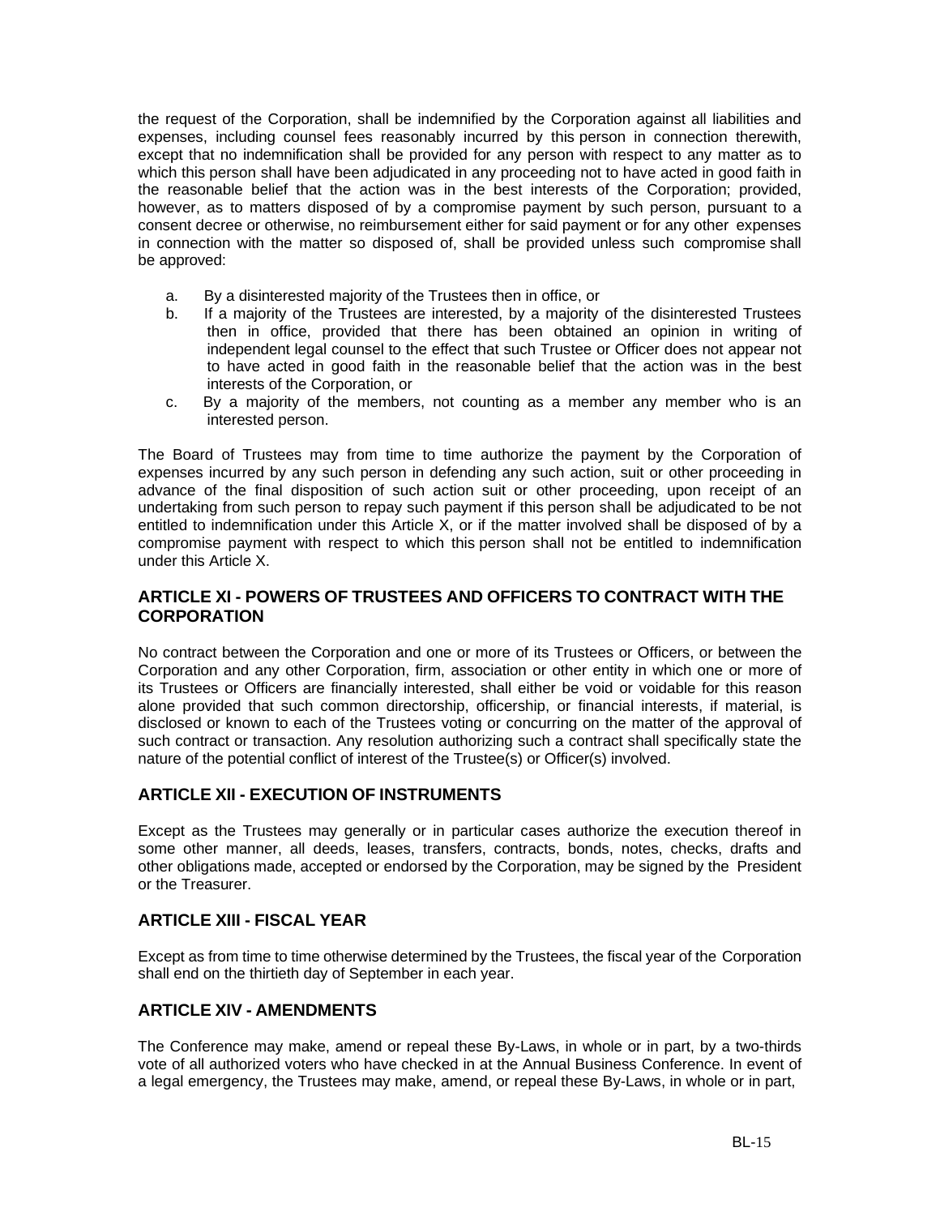the request of the Corporation, shall be indemnified by the Corporation against all liabilities and expenses, including counsel fees reasonably incurred by this person in connection therewith, except that no indemnification shall be provided for any person with respect to any matter as to which this person shall have been adjudicated in any proceeding not to have acted in good faith in the reasonable belief that the action was in the best interests of the Corporation; provided, however, as to matters disposed of by a compromise payment by such person, pursuant to a consent decree or otherwise, no reimbursement either for said payment or for any other expenses in connection with the matter so disposed of, shall be provided unless such compromise shall be approved:

a. By a disinterested majority of the Trustees then in office, or
b. If a majority of the Trustees are interested, by a majority of the disinterested Trustees then in office, provided that there has been obtained an opinion in writing of independent legal counsel to the effect that such Trustee or Officer does not appear not to have acted in good faith in the reasonable belief that the action was in the best interests of the Corporation, or
c. By a majority of the members, not counting as a member any member who is an interested person.

The Board of Trustees may from time to time authorize the payment by the Corporation of expenses incurred by any such person in defending any such action, suit or other proceeding in advance of the final disposition of such action suit or other proceeding, upon receipt of an undertaking from such person to repay such payment if this person shall be adjudicated to be not entitled to indemnification under this Article X, or if the matter involved shall be disposed of by a compromise payment with respect to which this person shall not be entitled to indemnification under this Article X.

## ARTICLE XI - POWERS OF TRUSTEES AND OFFICERS TO CONTRACT WITH THE CORPORATION

No contract between the Corporation and one or more of its Trustees or Officers, or between the Corporation and any other Corporation, firm, association or other entity in which one or more of its Trustees or Officers are financially interested, shall either be void or voidable for this reason alone provided that such common directorship, officership, or financial interests, if material, is disclosed or known to each of the Trustees voting or concurring on the matter of the approval of such contract or transaction. Any resolution authorizing such a contract shall specifically state the nature of the potential conflict of interest of the Trustee(s) or Officer(s) involved.

## ARTICLE XII - EXECUTION OF INSTRUMENTS

Except as the Trustees may generally or in particular cases authorize the execution thereof in some other manner, all deeds, leases, transfers, contracts, bonds, notes, checks, drafts and other obligations made, accepted or endorsed by the Corporation, may be signed by the President or the Treasurer.

## ARTICLE XIII - FISCAL YEAR

Except as from time to time otherwise determined by the Trustees, the fiscal year of the Corporation shall end on the thirtieth day of September in each year.

## ARTICLE XIV - AMENDMENTS

The Conference may make, amend or repeal these By-Laws, in whole or in part, by a two-thirds vote of all authorized voters who have checked in at the Annual Business Conference. In event of a legal emergency, the Trustees may make, amend, or repeal these By-Laws, in whole or in part,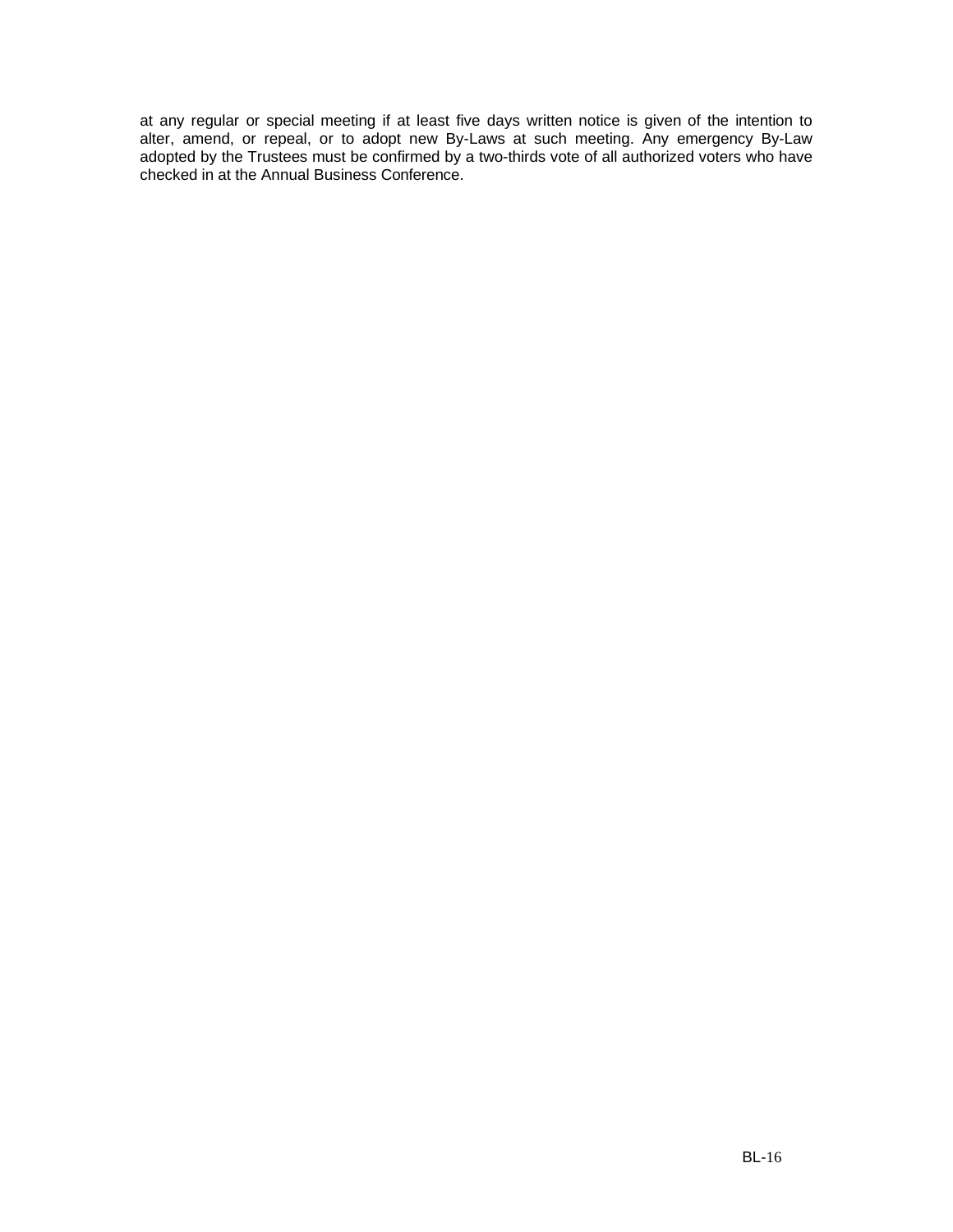at any regular or special meeting if at least five days written notice is given of the intention to alter, amend, or repeal, or to adopt new By-Laws at such meeting. Any emergency By-Law adopted by the Trustees must be confirmed by a two-thirds vote of all authorized voters who have checked in at the Annual Business Conference.